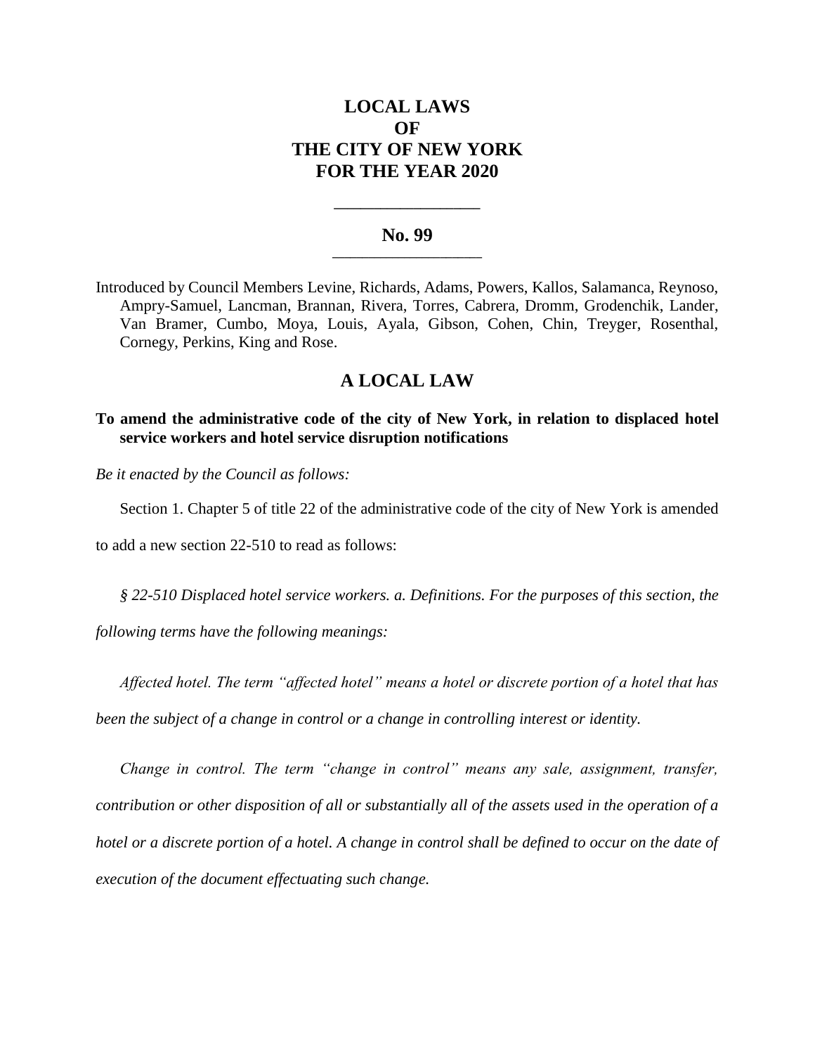# LOCAL LAWS
# OF
# THE CITY OF NEW YORK
# FOR THE YEAR 2020

---

## No. 99

---

Introduced by Council Members Levine, Richards, Adams, Powers, Kallos, Salamanca, Reynoso, Ampry-Samuel, Lancman, Brannan, Rivera, Torres, Cabrera, Dromm, Grodenchik, Lander, Van Bramer, Cumbo, Moya, Louis, Ayala, Gibson, Cohen, Chin, Treyger, Rosenthal, Cornegy, Perkins, King and Rose.

## A LOCAL LAW

**To amend the administrative code of the city of New York, in relation to displaced hotel service workers and hotel service disruption notifications**

*Be it enacted by the Council as follows:*

Section 1. Chapter 5 of title 22 of the administrative code of the city of New York is amended to add a new section 22-510 to read as follows:

*§ 22-510 Displaced hotel service workers. a. Definitions. For the purposes of this section, the following terms have the following meanings:*

*Affected hotel. The term "affected hotel" means a hotel or discrete portion of a hotel that has been the subject of a change in control or a change in controlling interest or identity.*

*Change in control. The term "change in control" means any sale, assignment, transfer, contribution or other disposition of all or substantially all of the assets used in the operation of a hotel or a discrete portion of a hotel. A change in control shall be defined to occur on the date of execution of the document effectuating such change.*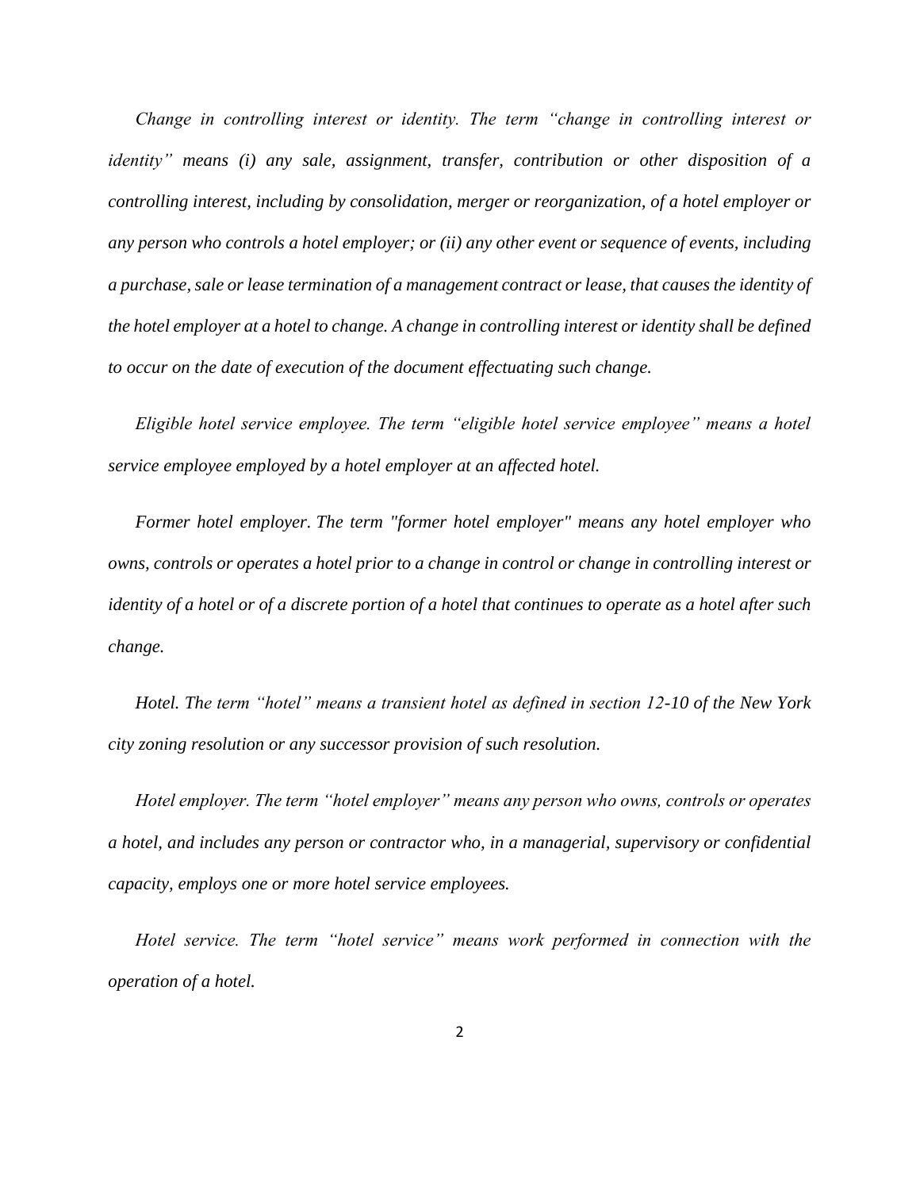*Change in controlling interest or identity. The term "change in controlling interest or identity" means (i) any sale, assignment, transfer, contribution or other disposition of a controlling interest, including by consolidation, merger or reorganization, of a hotel employer or any person who controls a hotel employer; or (ii) any other event or sequence of events, including a purchase, sale or lease termination of a management contract or lease, that causes the identity of the hotel employer at a hotel to change. A change in controlling interest or identity shall be defined to occur on the date of execution of the document effectuating such change.*

*Eligible hotel service employee. The term "eligible hotel service employee" means a hotel service employee employed by a hotel employer at an affected hotel.*

*Former hotel employer. The term "former hotel employer" means any hotel employer who owns, controls or operates a hotel prior to a change in control or change in controlling interest or identity of a hotel or of a discrete portion of a hotel that continues to operate as a hotel after such change.*

*Hotel. The term "hotel" means a transient hotel as defined in section 12-10 of the New York city zoning resolution or any successor provision of such resolution.*

*Hotel employer. The term "hotel employer" means any person who owns, controls or operates a hotel, and includes any person or contractor who, in a managerial, supervisory or confidential capacity, employs one or more hotel service employees.*

*Hotel service. The term "hotel service" means work performed in connection with the operation of a hotel.*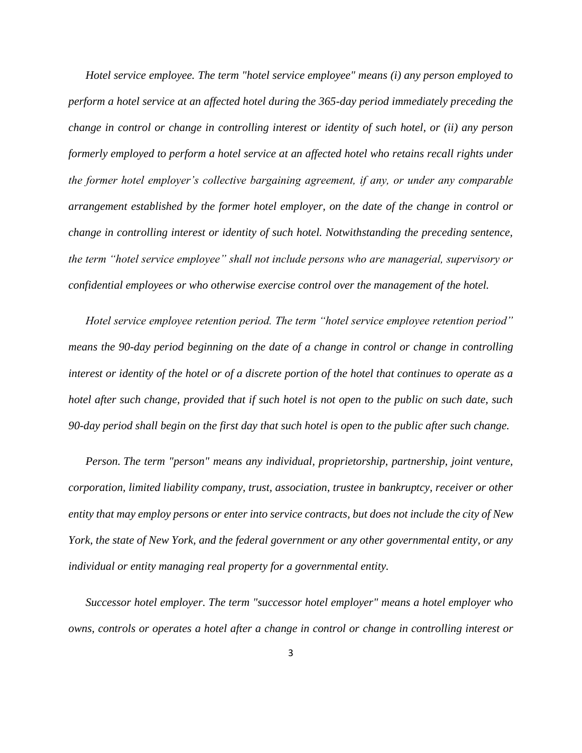*Hotel service employee. The term "hotel service employee" means (i) any person employed to perform a hotel service at an affected hotel during the 365-day period immediately preceding the change in control or change in controlling interest or identity of such hotel, or (ii) any person formerly employed to perform a hotel service at an affected hotel who retains recall rights under the former hotel employer's collective bargaining agreement, if any, or under any comparable arrangement established by the former hotel employer, on the date of the change in control or change in controlling interest or identity of such hotel. Notwithstanding the preceding sentence, the term "hotel service employee" shall not include persons who are managerial, supervisory or confidential employees or who otherwise exercise control over the management of the hotel.*

*Hotel service employee retention period. The term "hotel service employee retention period" means the 90-day period beginning on the date of a change in control or change in controlling interest or identity of the hotel or of a discrete portion of the hotel that continues to operate as a hotel after such change, provided that if such hotel is not open to the public on such date, such 90-day period shall begin on the first day that such hotel is open to the public after such change.*

*Person. The term "person" means any individual, proprietorship, partnership, joint venture, corporation, limited liability company, trust, association, trustee in bankruptcy, receiver or other entity that may employ persons or enter into service contracts, but does not include the city of New York, the state of New York, and the federal government or any other governmental entity, or any individual or entity managing real property for a governmental entity.*

*Successor hotel employer. The term "successor hotel employer" means a hotel employer who owns, controls or operates a hotel after a change in control or change in controlling interest or*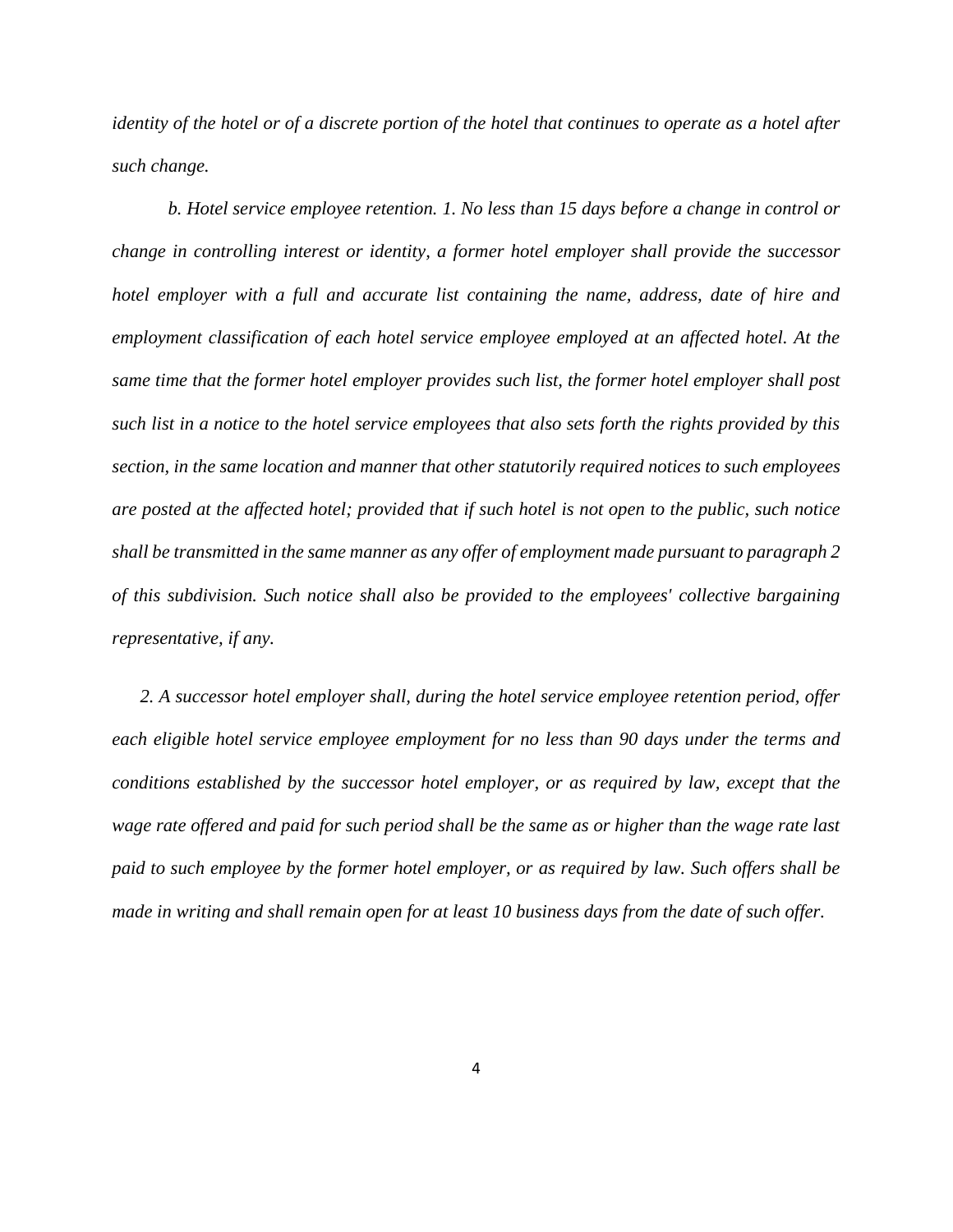*identity of the hotel or of a discrete portion of the hotel that continues to operate as a hotel after such change.*

*b. Hotel service employee retention. 1. No less than 15 days before a change in control or change in controlling interest or identity, a former hotel employer shall provide the successor hotel employer with a full and accurate list containing the name, address, date of hire and employment classification of each hotel service employee employed at an affected hotel. At the same time that the former hotel employer provides such list, the former hotel employer shall post such list in a notice to the hotel service employees that also sets forth the rights provided by this section, in the same location and manner that other statutorily required notices to such employees are posted at the affected hotel; provided that if such hotel is not open to the public, such notice shall be transmitted in the same manner as any offer of employment made pursuant to paragraph 2 of this subdivision. Such notice shall also be provided to the employees' collective bargaining representative, if any.*

*2. A successor hotel employer shall, during the hotel service employee retention period, offer each eligible hotel service employee employment for no less than 90 days under the terms and conditions established by the successor hotel employer, or as required by law, except that the wage rate offered and paid for such period shall be the same as or higher than the wage rate last paid to such employee by the former hotel employer, or as required by law. Such offers shall be made in writing and shall remain open for at least 10 business days from the date of such offer.*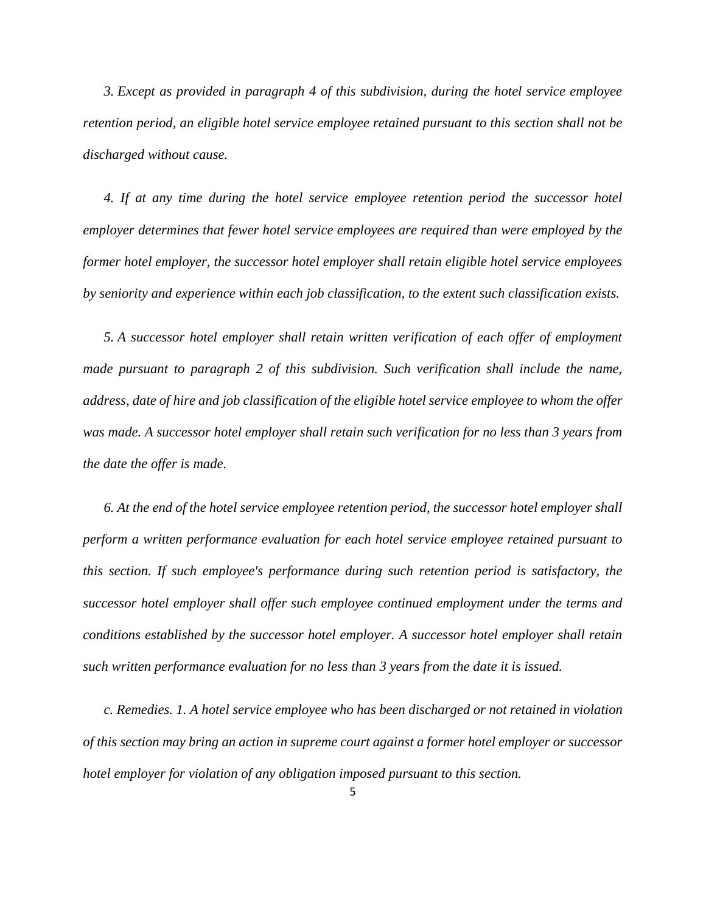*3. Except as provided in paragraph 4 of this subdivision, during the hotel service employee retention period, an eligible hotel service employee retained pursuant to this section shall not be discharged without cause.*

*4. If at any time during the hotel service employee retention period the successor hotel employer determines that fewer hotel service employees are required than were employed by the former hotel employer, the successor hotel employer shall retain eligible hotel service employees by seniority and experience within each job classification, to the extent such classification exists.*

*5. A successor hotel employer shall retain written verification of each offer of employment made pursuant to paragraph 2 of this subdivision. Such verification shall include the name, address, date of hire and job classification of the eligible hotel service employee to whom the offer was made. A successor hotel employer shall retain such verification for no less than 3 years from the date the offer is made.*

*6. At the end of the hotel service employee retention period, the successor hotel employer shall perform a written performance evaluation for each hotel service employee retained pursuant to this section. If such employee's performance during such retention period is satisfactory, the successor hotel employer shall offer such employee continued employment under the terms and conditions established by the successor hotel employer. A successor hotel employer shall retain such written performance evaluation for no less than 3 years from the date it is issued.*

*c. Remedies. 1. A hotel service employee who has been discharged or not retained in violation of this section may bring an action in supreme court against a former hotel employer or successor hotel employer for violation of any obligation imposed pursuant to this section.*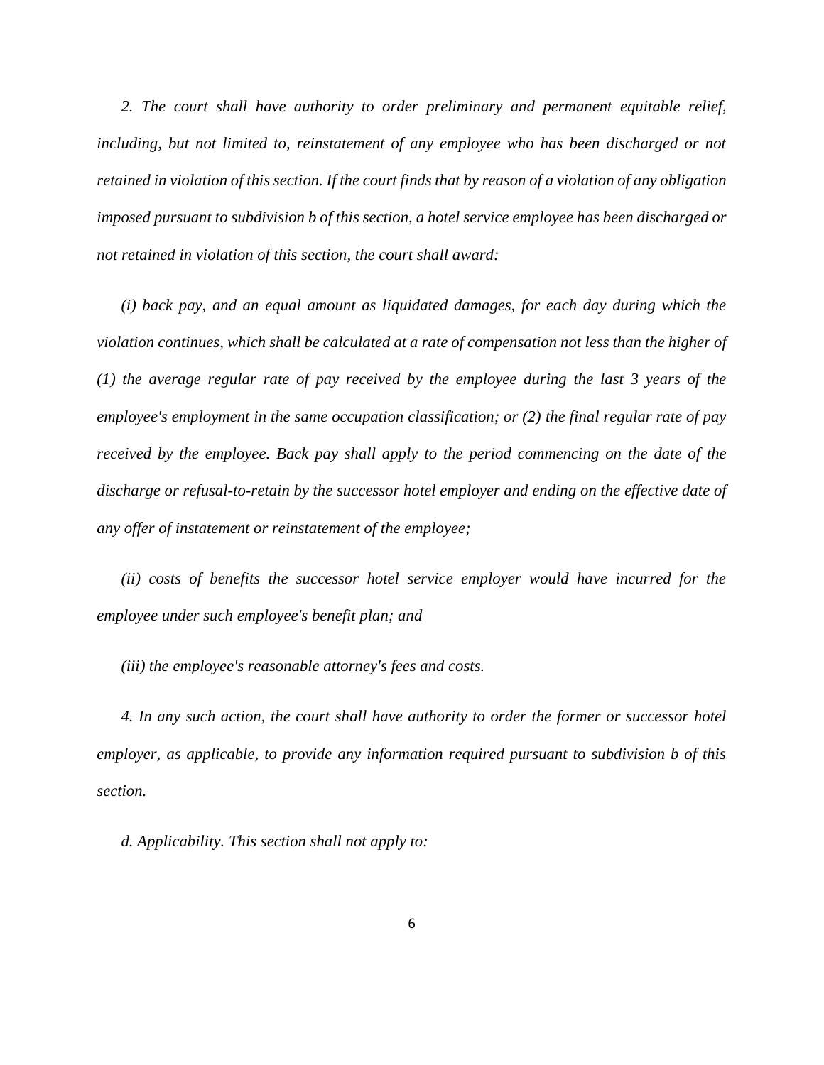*2. The court shall have authority to order preliminary and permanent equitable relief, including, but not limited to, reinstatement of any employee who has been discharged or not retained in violation of this section. If the court finds that by reason of a violation of any obligation imposed pursuant to subdivision b of this section, a hotel service employee has been discharged or not retained in violation of this section, the court shall award:*

*(i) back pay, and an equal amount as liquidated damages, for each day during which the violation continues, which shall be calculated at a rate of compensation not less than the higher of (1) the average regular rate of pay received by the employee during the last 3 years of the employee's employment in the same occupation classification; or (2) the final regular rate of pay received by the employee. Back pay shall apply to the period commencing on the date of the discharge or refusal-to-retain by the successor hotel employer and ending on the effective date of any offer of instatement or reinstatement of the employee;*

*(ii) costs of benefits the successor hotel service employer would have incurred for the employee under such employee's benefit plan; and*

*(iii) the employee's reasonable attorney's fees and costs.*

*4. In any such action, the court shall have authority to order the former or successor hotel employer, as applicable, to provide any information required pursuant to subdivision b of this section.*

*d. Applicability. This section shall not apply to:*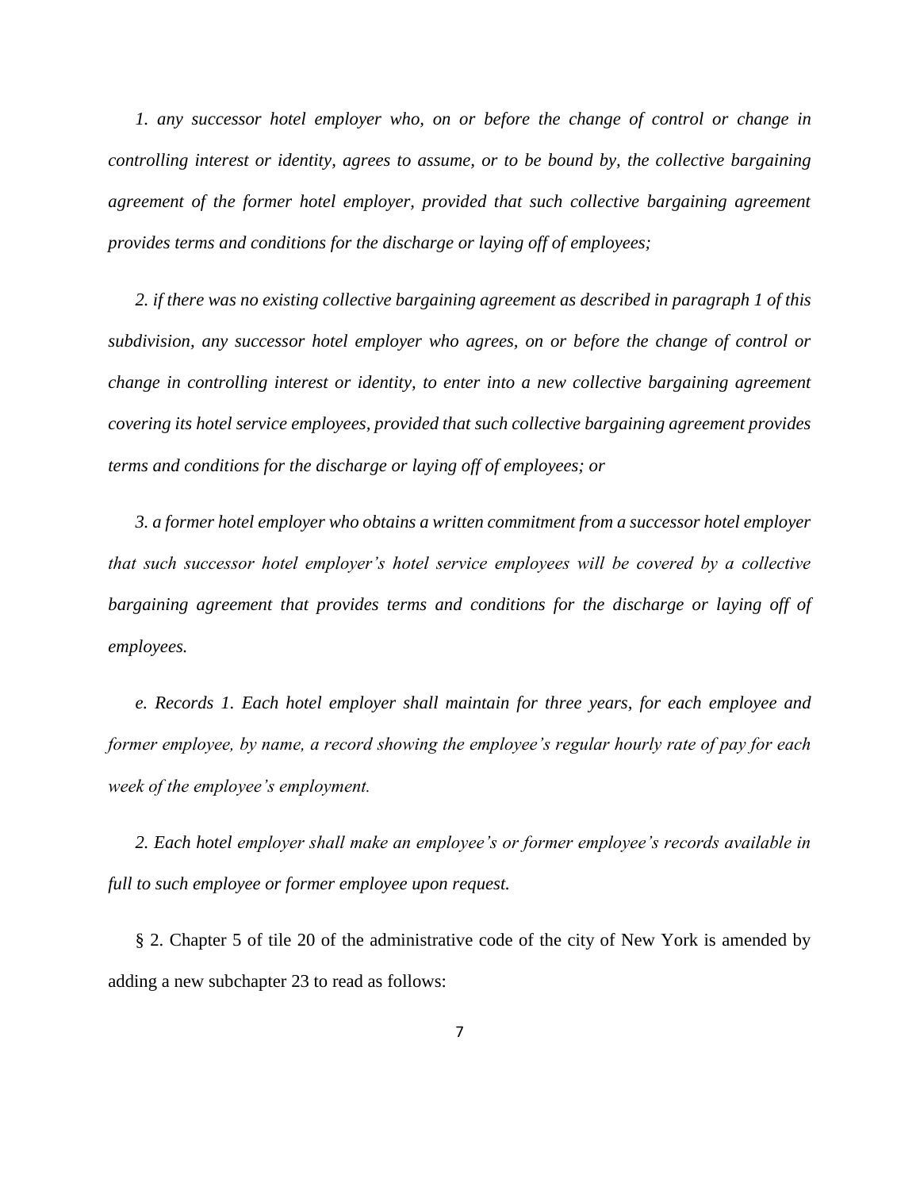*1. any successor hotel employer who, on or before the change of control or change in controlling interest or identity, agrees to assume, or to be bound by, the collective bargaining agreement of the former hotel employer, provided that such collective bargaining agreement provides terms and conditions for the discharge or laying off of employees;*

*2. if there was no existing collective bargaining agreement as described in paragraph 1 of this subdivision, any successor hotel employer who agrees, on or before the change of control or change in controlling interest or identity, to enter into a new collective bargaining agreement covering its hotel service employees, provided that such collective bargaining agreement provides terms and conditions for the discharge or laying off of employees; or*

*3. a former hotel employer who obtains a written commitment from a successor hotel employer that such successor hotel employer's hotel service employees will be covered by a collective bargaining agreement that provides terms and conditions for the discharge or laying off of employees.*

*e. Records 1. Each hotel employer shall maintain for three years, for each employee and former employee, by name, a record showing the employee's regular hourly rate of pay for each week of the employee's employment.*

*2. Each hotel employer shall make an employee's or former employee's records available in full to such employee or former employee upon request.*

§ 2. Chapter 5 of tile 20 of the administrative code of the city of New York is amended by adding a new subchapter 23 to read as follows: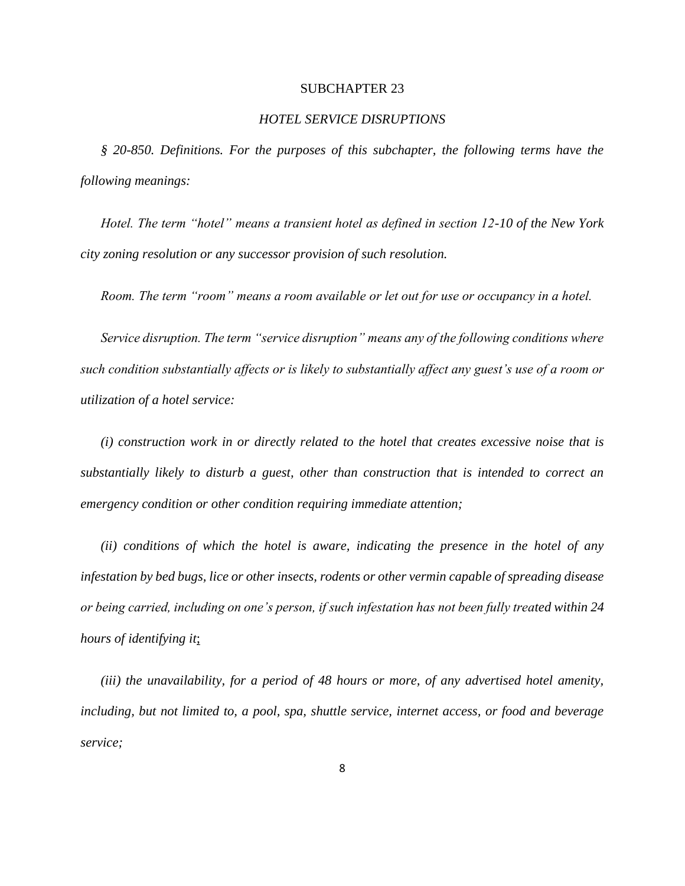SUBCHAPTER 23

*HOTEL SERVICE DISRUPTIONS*

*§ 20-850. Definitions. For the purposes of this subchapter, the following terms have the following meanings:*

*Hotel. The term "hotel" means a transient hotel as defined in section 12-10 of the New York city zoning resolution or any successor provision of such resolution.*

*Room. The term "room" means a room available or let out for use or occupancy in a hotel.*

*Service disruption. The term "service disruption" means any of the following conditions where such condition substantially affects or is likely to substantially affect any guest's use of a room or utilization of a hotel service:*

*(i) construction work in or directly related to the hotel that creates excessive noise that is substantially likely to disturb a guest, other than construction that is intended to correct an emergency condition or other condition requiring immediate attention;*

*(ii) conditions of which the hotel is aware, indicating the presence in the hotel of any infestation by bed bugs, lice or other insects, rodents or other vermin capable of spreading disease or being carried, including on one's person, if such infestation has not been fully treated within 24 hours of identifying it;*

*(iii) the unavailability, for a period of 48 hours or more, of any advertised hotel amenity, including, but not limited to, a pool, spa, shuttle service, internet access, or food and beverage service;*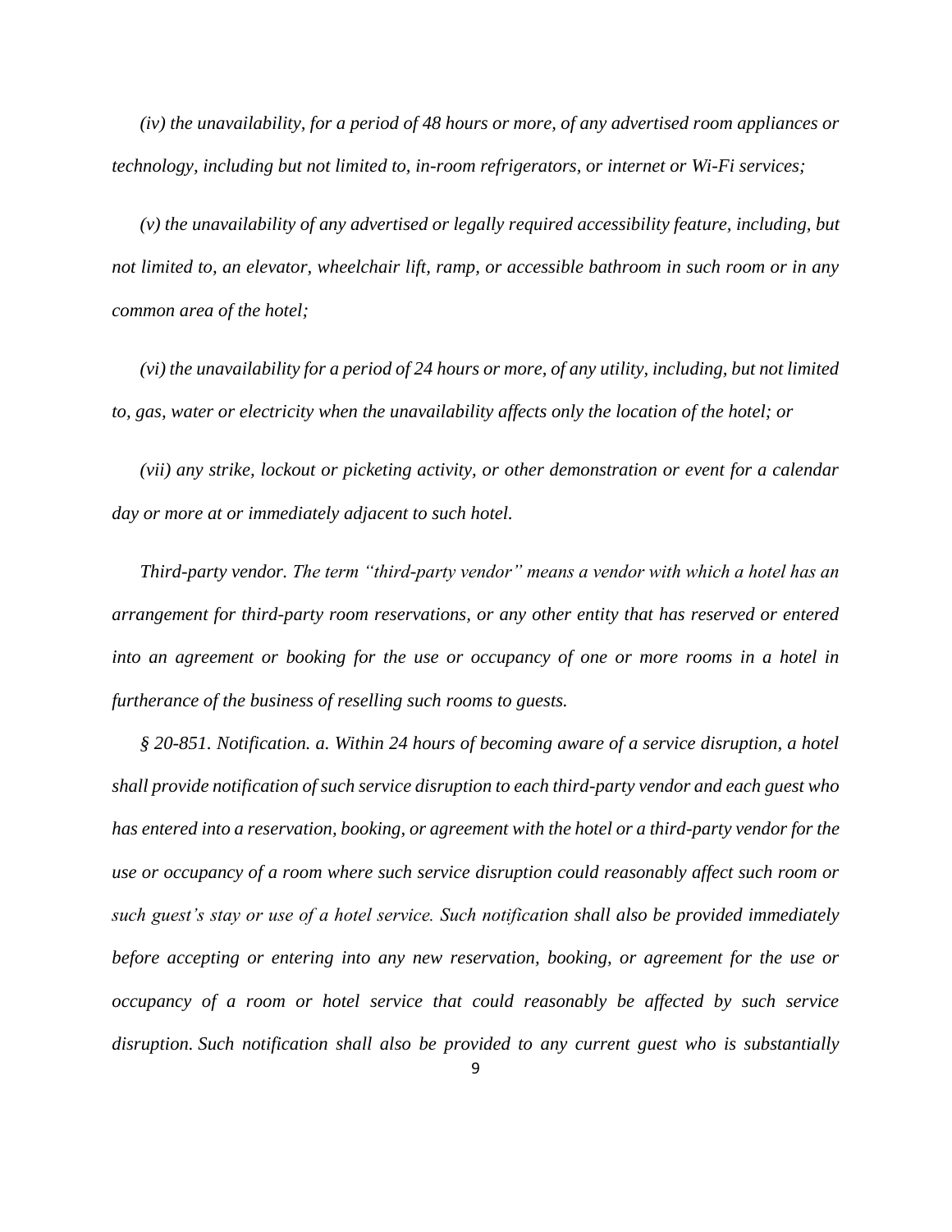*(iv) the unavailability, for a period of 48 hours or more, of any advertised room appliances or technology, including but not limited to, in-room refrigerators, or internet or Wi-Fi services;*

*(v) the unavailability of any advertised or legally required accessibility feature, including, but not limited to, an elevator, wheelchair lift, ramp, or accessible bathroom in such room or in any common area of the hotel;*

*(vi) the unavailability for a period of 24 hours or more, of any utility, including, but not limited to, gas, water or electricity when the unavailability affects only the location of the hotel; or*

*(vii) any strike, lockout or picketing activity, or other demonstration or event for a calendar day or more at or immediately adjacent to such hotel.*

*Third-party vendor. The term "third-party vendor" means a vendor with which a hotel has an arrangement for third-party room reservations, or any other entity that has reserved or entered into an agreement or booking for the use or occupancy of one or more rooms in a hotel in furtherance of the business of reselling such rooms to guests.*

*§ 20-851. Notification. a. Within 24 hours of becoming aware of a service disruption, a hotel shall provide notification of such service disruption to each third-party vendor and each guest who has entered into a reservation, booking, or agreement with the hotel or a third-party vendor for the use or occupancy of a room where such service disruption could reasonably affect such room or such guest's stay or use of a hotel service. Such notification shall also be provided immediately before accepting or entering into any new reservation, booking, or agreement for the use or occupancy of a room or hotel service that could reasonably be affected by such service disruption. Such notification shall also be provided to any current guest who is substantially*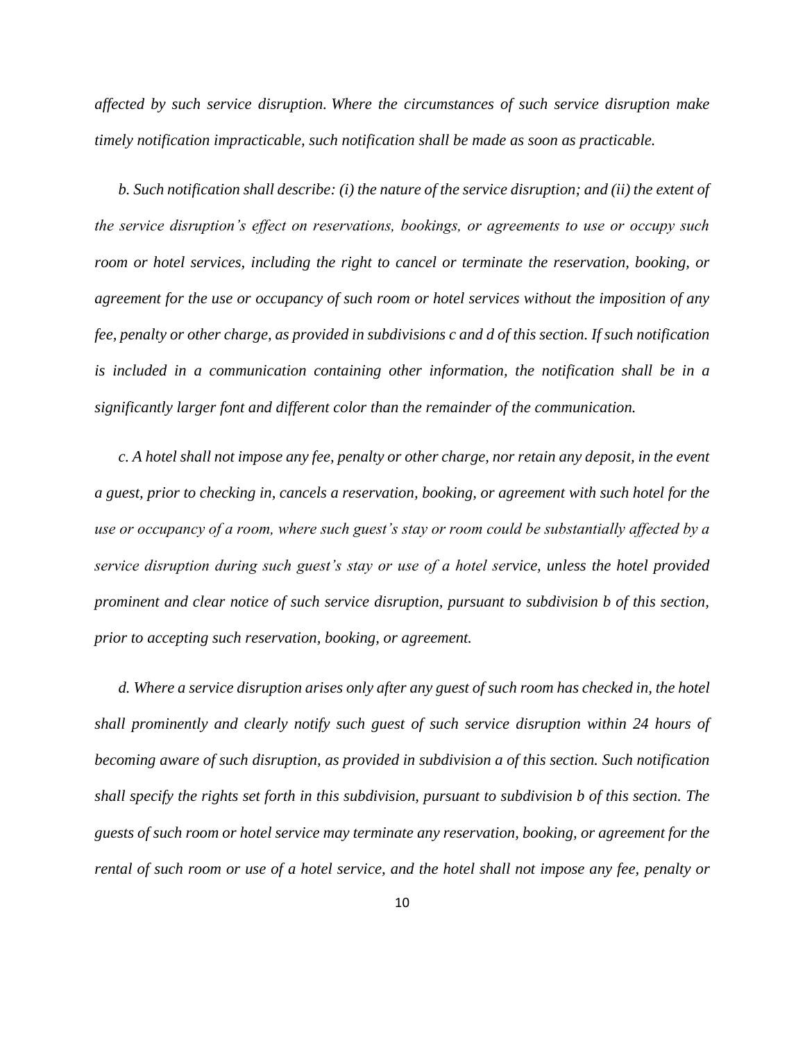*affected by such service disruption. Where the circumstances of such service disruption make timely notification impracticable, such notification shall be made as soon as practicable.*

*b. Such notification shall describe: (i) the nature of the service disruption; and (ii) the extent of the service disruption's effect on reservations, bookings, or agreements to use or occupy such room or hotel services, including the right to cancel or terminate the reservation, booking, or agreement for the use or occupancy of such room or hotel services without the imposition of any fee, penalty or other charge, as provided in subdivisions c and d of this section. If such notification is included in a communication containing other information, the notification shall be in a significantly larger font and different color than the remainder of the communication.*

*c. A hotel shall not impose any fee, penalty or other charge, nor retain any deposit, in the event a guest, prior to checking in, cancels a reservation, booking, or agreement with such hotel for the use or occupancy of a room, where such guest's stay or room could be substantially affected by a service disruption during such guest's stay or use of a hotel service, unless the hotel provided prominent and clear notice of such service disruption, pursuant to subdivision b of this section, prior to accepting such reservation, booking, or agreement.*

*d. Where a service disruption arises only after any guest of such room has checked in, the hotel shall prominently and clearly notify such guest of such service disruption within 24 hours of becoming aware of such disruption, as provided in subdivision a of this section. Such notification shall specify the rights set forth in this subdivision, pursuant to subdivision b of this section. The guests of such room or hotel service may terminate any reservation, booking, or agreement for the rental of such room or use of a hotel service, and the hotel shall not impose any fee, penalty or*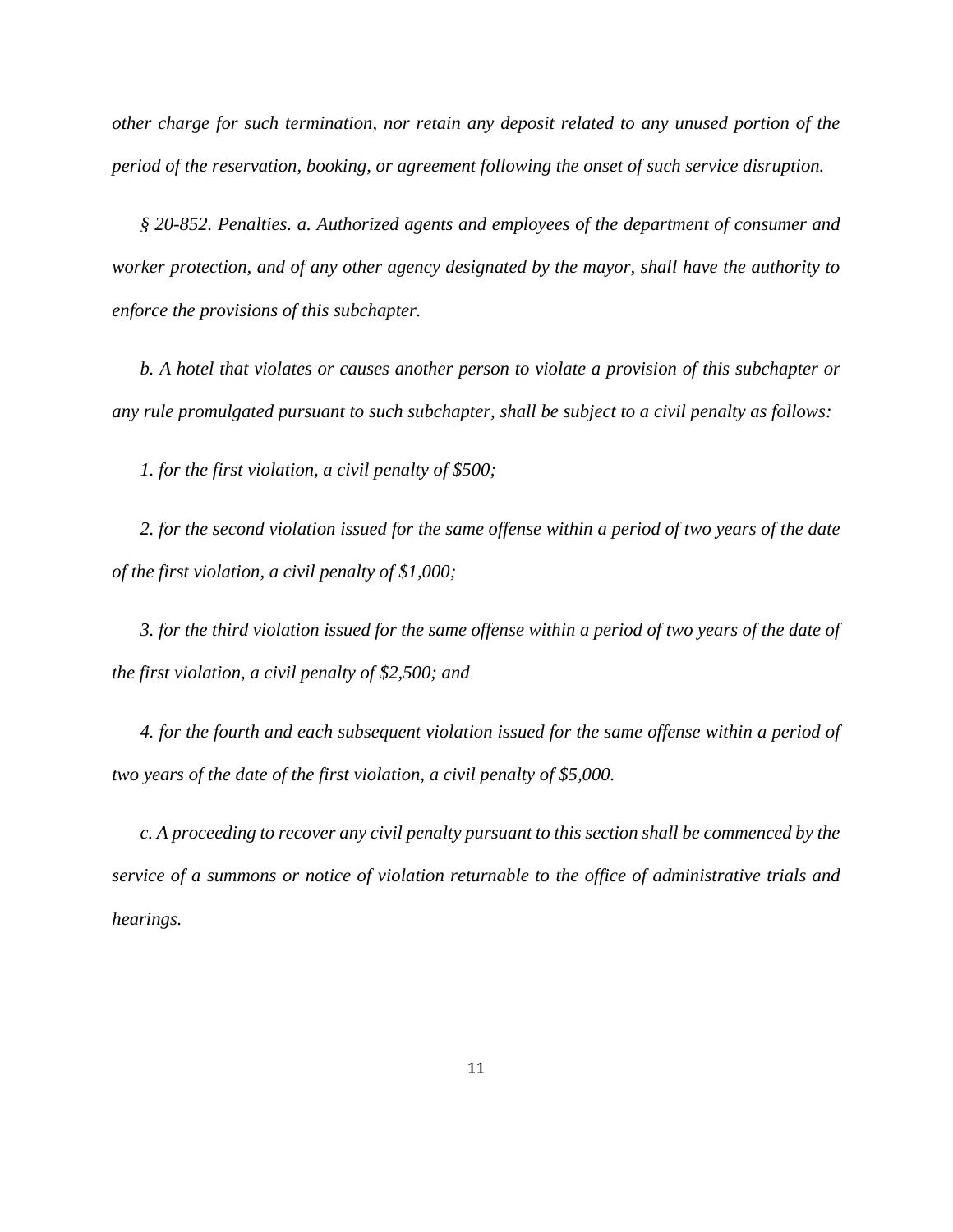*other charge for such termination, nor retain any deposit related to any unused portion of the period of the reservation, booking, or agreement following the onset of such service disruption.*

*§ 20-852. Penalties. a. Authorized agents and employees of the department of consumer and worker protection, and of any other agency designated by the mayor, shall have the authority to enforce the provisions of this subchapter.*

*b. A hotel that violates or causes another person to violate a provision of this subchapter or any rule promulgated pursuant to such subchapter, shall be subject to a civil penalty as follows:*

*1. for the first violation, a civil penalty of $500;*

*2. for the second violation issued for the same offense within a period of two years of the date of the first violation, a civil penalty of $1,000;*

*3. for the third violation issued for the same offense within a period of two years of the date of the first violation, a civil penalty of $2,500; and*

*4. for the fourth and each subsequent violation issued for the same offense within a period of two years of the date of the first violation, a civil penalty of $5,000.*

*c. A proceeding to recover any civil penalty pursuant to this section shall be commenced by the service of a summons or notice of violation returnable to the office of administrative trials and hearings.*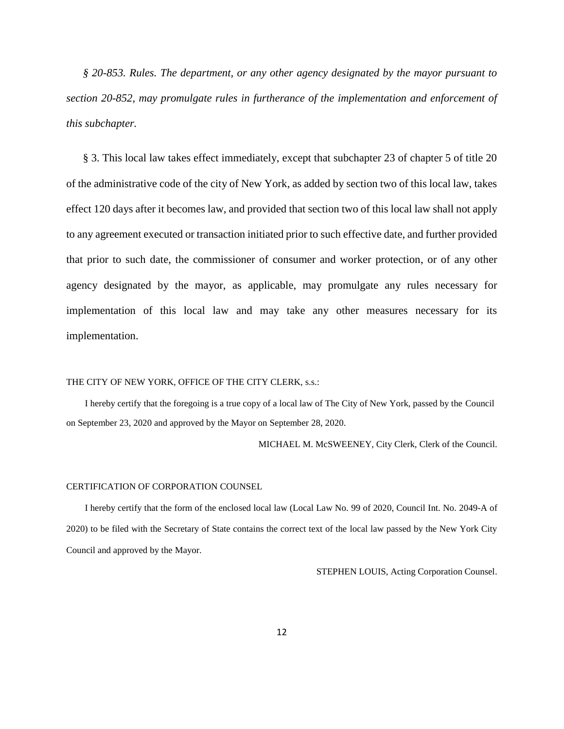*§ 20-853. Rules. The department, or any other agency designated by the mayor pursuant to section 20-852, may promulgate rules in furtherance of the implementation and enforcement of this subchapter.*

§ 3. This local law takes effect immediately, except that subchapter 23 of chapter 5 of title 20 of the administrative code of the city of New York, as added by section two of this local law, takes effect 120 days after it becomes law, and provided that section two of this local law shall not apply to any agreement executed or transaction initiated prior to such effective date, and further provided that prior to such date, the commissioner of consumer and worker protection, or of any other agency designated by the mayor, as applicable, may promulgate any rules necessary for implementation of this local law and may take any other measures necessary for its implementation.

THE CITY OF NEW YORK, OFFICE OF THE CITY CLERK, s.s.:

I hereby certify that the foregoing is a true copy of a local law of The City of New York, passed by the Council on September 23, 2020 and approved by the Mayor on September 28, 2020.

MICHAEL M. McSWEENEY, City Clerk, Clerk of the Council.

CERTIFICATION OF CORPORATION COUNSEL

I hereby certify that the form of the enclosed local law (Local Law No. 99 of 2020, Council Int. No. 2049-A of 2020) to be filed with the Secretary of State contains the correct text of the local law passed by the New York City Council and approved by the Mayor.

STEPHEN LOUIS, Acting Corporation Counsel.